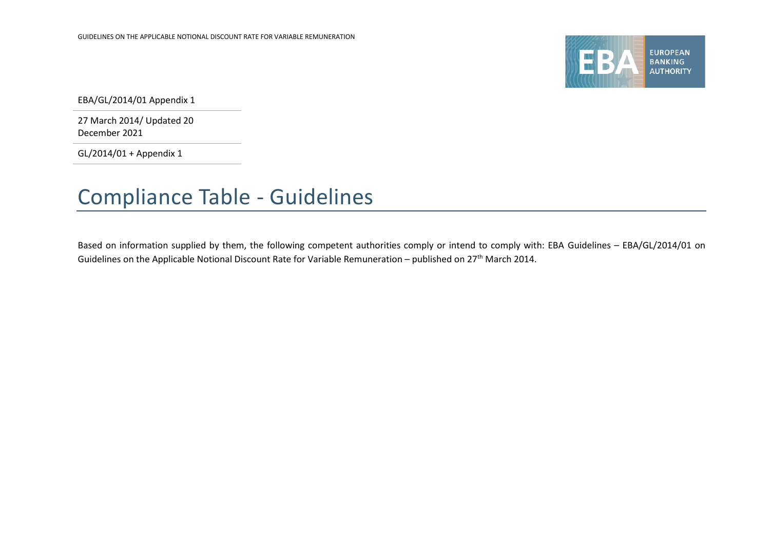EBA/GL/2014/01 Appendix 1

27 March 2014/ Updated 20 December 2021

GL/2014/01 + Appendix 1

# Compliance Table - Guidelines

Based on information supplied by them, the following competent authorities comply or intend to comply with: EBA Guidelines – EBA/GL/2014/01 on Guidelines on the Applicable Notional Discount Rate for Variable Remuneration – published on 27th March 2014.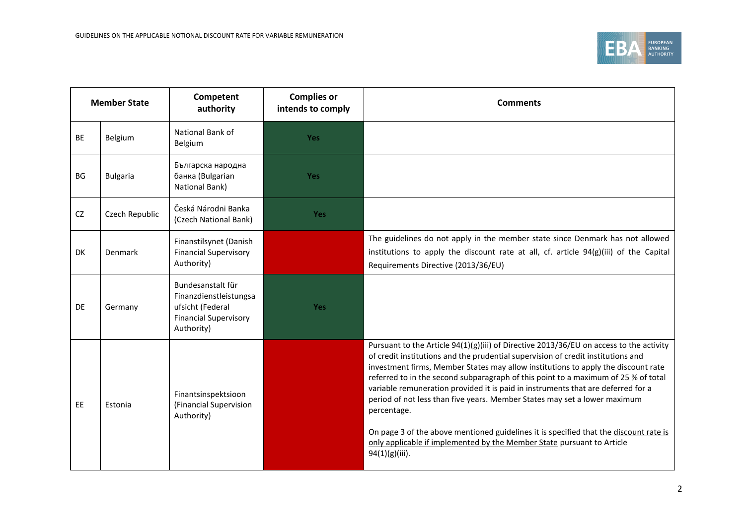| Member State | | Competent authority | Complies or intends to comply | Comments |
|---|---|---|---|---|
| BE | Belgium | National Bank of Belgium | Yes | |
| BG | Bulgaria | Българска народна банка (Bulgarian National Bank) | Yes | |
| CZ | Czech Republic | Česká Národni Banka (Czech National Bank) | Yes | |
| DK | Denmark | Finanstilsynet (Danish Financial Supervisory Authority) | | The guidelines do not apply in the member state since Denmark has not allowed institutions to apply the discount rate at all, cf. article 94(g)(iii) of the Capital Requirements Directive (2013/36/EU) |
| DE | Germany | Bundesanstalt für Finanzdienstleistungsaufsicht (Federal Financial Supervisory Authority) | Yes | |
| EE | Estonia | Finantsinspektsioon (Financial Supervision Authority) | | Pursuant to the Article 94(1)(g)(iii) of Directive 2013/36/EU on access to the activity of credit institutions and the prudential supervision of credit institutions and investment firms, Member States may allow institutions to apply the discount rate referred to in the second subparagraph of this point to a maximum of 25 % of total variable remuneration provided it is paid in instruments that are deferred for a period of not less than five years. Member States may set a lower maximum percentage.<br><br>On page 3 of the above mentioned guidelines it is specified that the discount rate is only applicable if implemented by the Member State pursuant to Article 94(1)(g)(iii). |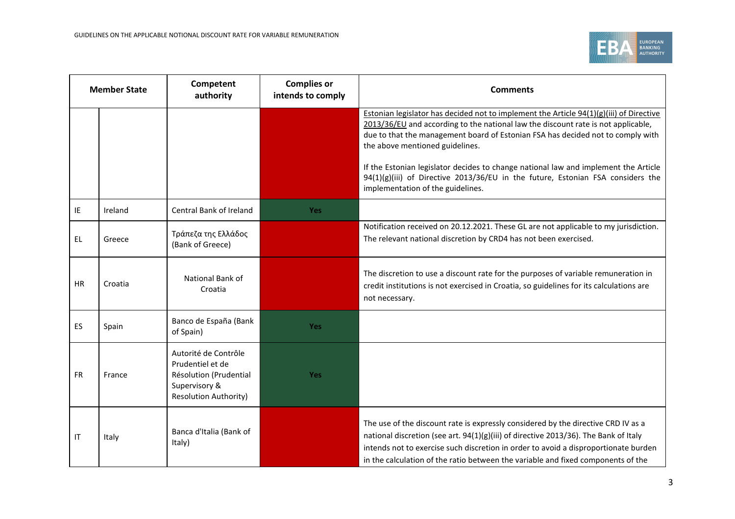| Member State | | Competent authority | Complies or intends to comply | Comments |
|---|---|---|---|---|
| | | | | Estonian legislator has decided not to implement the Article 94(1)(g)(iii) of Directive 2013/36/EU and according to the national law the discount rate is not applicable, due to that the management board of Estonian FSA has decided not to comply with the above mentioned guidelines. If the Estonian legislator decides to change national law and implement the Article 94(1)(g)(iii) of Directive 2013/36/EU in the future, Estonian FSA considers the implementation of the guidelines. |
| IE | Ireland | Central Bank of Ireland | Yes | |
| EL | Greece | Τράπεζα της Ελλάδος (Bank of Greece) | | Notification received on 20.12.2021. These GL are not applicable to my jurisdiction. The relevant national discretion by CRD4 has not been exercised. |
| HR | Croatia | National Bank of Croatia | | The discretion to use a discount rate for the purposes of variable remuneration in credit institutions is not exercised in Croatia, so guidelines for its calculations are not necessary. |
| ES | Spain | Banco de España (Bank of Spain) | Yes | |
| FR | France | Autorité de Contrôle Prudentiel et de Résolution (Prudential Supervisory & Resolution Authority) | Yes | |
| IT | Italy | Banca d'Italia (Bank of Italy) | | The use of the discount rate is expressly considered by the directive CRD IV as a national discretion (see art. 94(1)(g)(iii) of directive 2013/36). The Bank of Italy intends not to exercise such discretion in order to avoid a disproportionate burden in the calculation of the ratio between the variable and fixed components of the |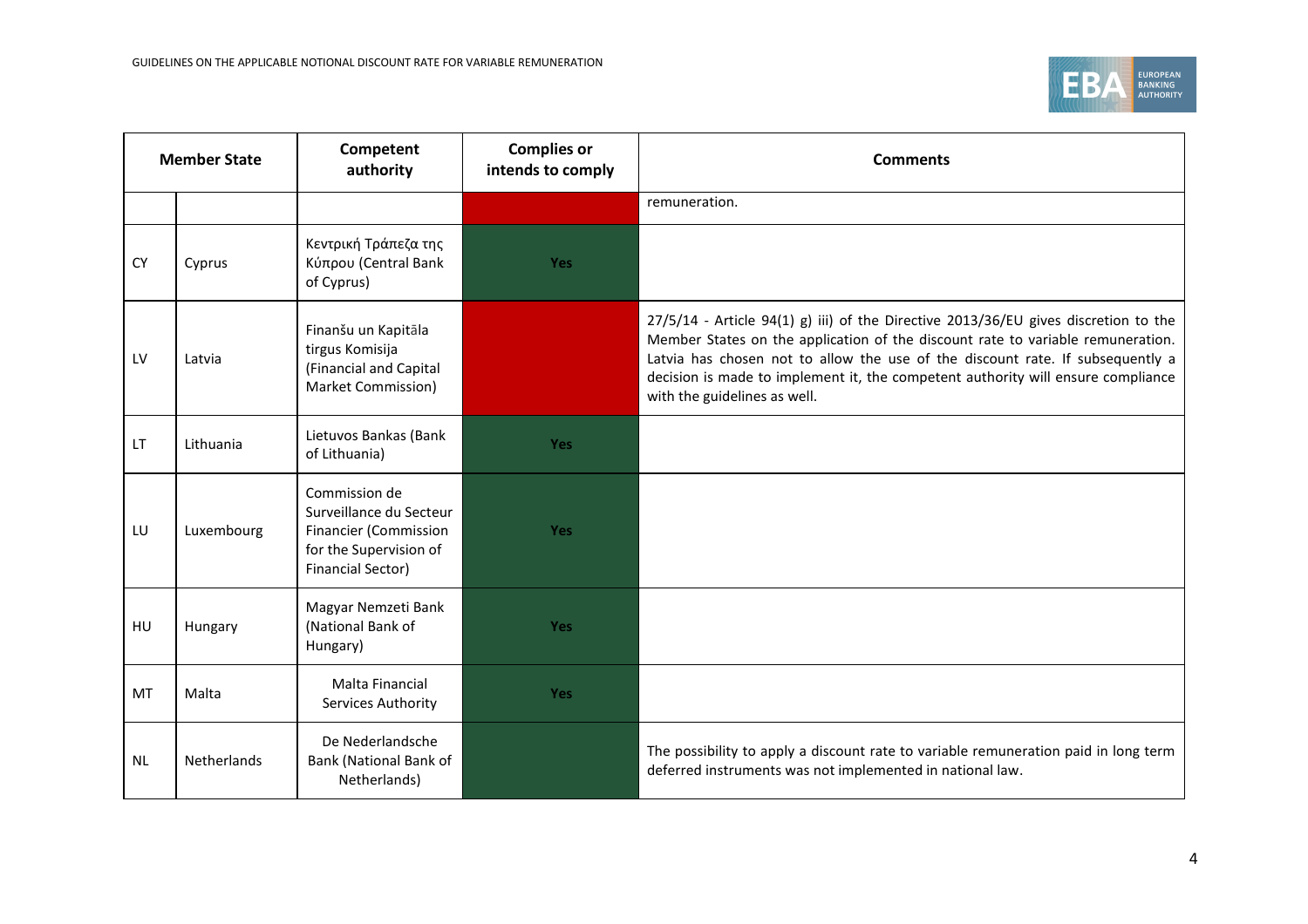| Member State | | Competent authority | Complies or intends to comply | Comments |
|---|---|---|---|---|
| | | | | remuneration. |
| CY | Cyprus | Κεντρική Τράπεζα της Κύπρου (Central Bank of Cyprus) | Yes | |
| LV | Latvia | Finanšu un Kapitāla tirgus Komisija (Financial and Capital Market Commission) | | 27/5/14 - Article 94(1) g) iii) of the Directive 2013/36/EU gives discretion to the Member States on the application of the discount rate to variable remuneration. Latvia has chosen not to allow the use of the discount rate. If subsequently a decision is made to implement it, the competent authority will ensure compliance with the guidelines as well. |
| LT | Lithuania | Lietuvos Bankas (Bank of Lithuania) | Yes | |
| LU | Luxembourg | Commission de Surveillance du Secteur Financier (Commission for the Supervision of Financial Sector) | Yes | |
| HU | Hungary | Magyar Nemzeti Bank (National Bank of Hungary) | Yes | |
| MT | Malta | Malta Financial Services Authority | Yes | |
| NL | Netherlands | De Nederlandsche Bank (National Bank of Netherlands) | | The possibility to apply a discount rate to variable remuneration paid in long term deferred instruments was not implemented in national law. |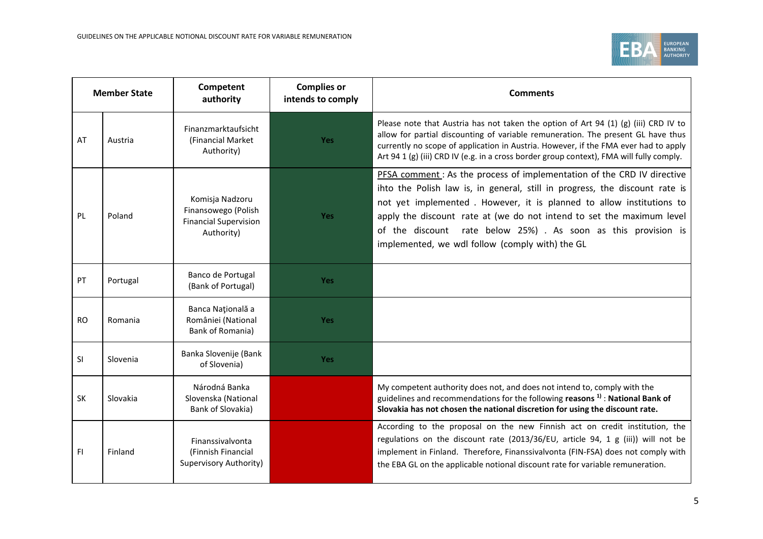| Member State | | Competent authority | Complies or intends to comply | Comments |
|---|---|---|---|---|
| AT | Austria | Finanzmarktaufsicht (Financial Market Authority) | Yes | Please note that Austria has not taken the option of Art 94 (1) (g) (iii) CRD IV to allow for partial discounting of variable remuneration. The present GL have thus currently no scope of application in Austria. However, if the FMA ever had to apply Art 94 1 (g) (iii) CRD IV (e.g. in a cross border group context), FMA will fully comply. |
| PL | Poland | Komisja Nadzoru Finansowego (Polish Financial Supervision Authority) | Yes | PFSA comment : As the process of implementation of the CRD IV directive ihto the Polish law is, in general, still in progress, the discount rate is not yet implemented . However, it is planned to allow institutions to apply the discount rate at (we do not intend to set the maximum level of the discount rate below 25%) . As soon as this provision is implemented, we wdl follow (comply with) the GL |
| PT | Portugal | Banco de Portugal (Bank of Portugal) | Yes | |
| RO | Romania | Banca Naţională a României (National Bank of Romania) | Yes | |
| SI | Slovenia | Banka Slovenije (Bank of Slovenia) | Yes | |
| SK | Slovakia | Národná Banka Slovenska (National Bank of Slovakia) | | My competent authority does not, and does not intend to, comply with the guidelines and recommendations for the following **reasons** [1] : **National Bank of Slovakia has not chosen the national discretion for using the discount rate.** |
| FI | Finland | Finanssivalvonta (Finnish Financial Supervisory Authority) | | According to the proposal on the new Finnish act on credit institution, the regulations on the discount rate (2013/36/EU, article 94, 1 g (iii)) will not be implement in Finland. Therefore, Finanssivalvonta (FIN-FSA) does not comply with the EBA GL on the applicable notional discount rate for variable remuneration. |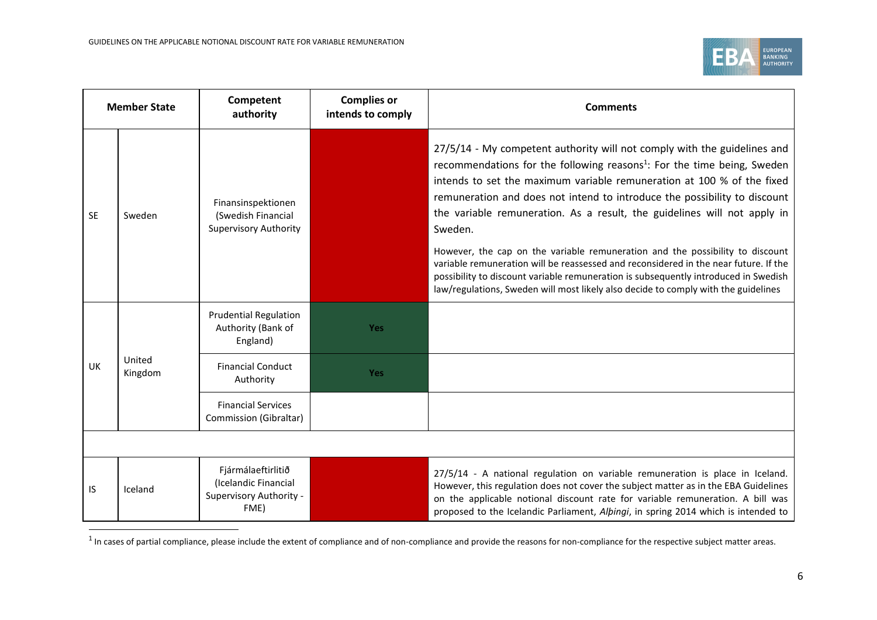| Member State | | Competent authority | Complies or intends to comply | Comments |
|---|---|---|---|---|
| SE | Sweden | Finansinspektionen (Swedish Financial Supervisory Authority | | 27/5/14 - My competent authority will not comply with the guidelines and recommendations for the following reasons[1]: For the time being, Sweden intends to set the maximum variable remuneration at 100 % of the fixed remuneration and does not intend to introduce the possibility to discount the variable remuneration. As a result, the guidelines will not apply in Sweden.<br><br>However, the cap on the variable remuneration and the possibility to discount variable remuneration will be reassessed and reconsidered in the near future. If the possibility to discount variable remuneration is subsequently introduced in Swedish law/regulations, Sweden will most likely also decide to comply with the guidelines |
| UK | United Kingdom | Prudential Regulation Authority (Bank of England) | Yes | |
| | | Financial Conduct Authority | Yes | |
| | | Financial Services Commission (Gibraltar) | | |
| | | | | |
| IS | Iceland | Fjármálaeftirlitið (Icelandic Financial Supervisory Authority - FME) | | 27/5/14 - A national regulation on variable remuneration is place in Iceland. However, this regulation does not cover the subject matter as in the EBA Guidelines on the applicable notional discount rate for variable remuneration. A bill was proposed to the Icelandic Parliament, *Alþingi*, in spring 2014 which is intended to |

[1] In cases of partial compliance, please include the extent of compliance and of non-compliance and provide the reasons for non-compliance for the respective subject matter areas.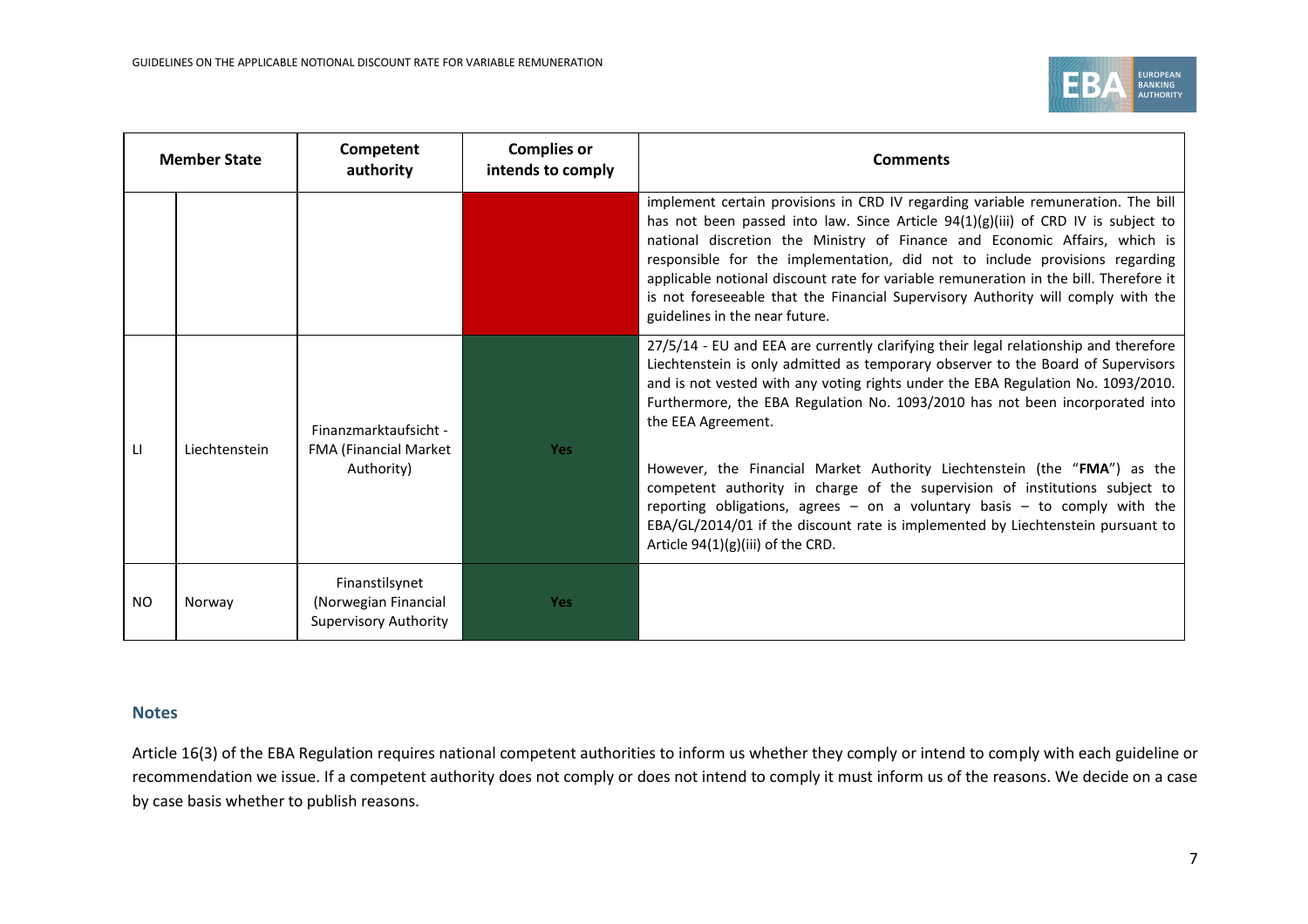| Member State | | Competent authority | Complies or intends to comply | Comments |
|---|---|---|---|---|
| | | | | implement certain provisions in CRD IV regarding variable remuneration. The bill has not been passed into law. Since Article 94(1)(g)(iii) of CRD IV is subject to national discretion the Ministry of Finance and Economic Affairs, which is responsible for the implementation, did not to include provisions regarding applicable notional discount rate for variable remuneration in the bill. Therefore it is not foreseeable that the Financial Supervisory Authority will comply with the guidelines in the near future. |
| LI | Liechtenstein | Finanzmarktaufsicht - FMA (Financial Market Authority) | Yes | 27/5/14 - EU and EEA are currently clarifying their legal relationship and therefore Liechtenstein is only admitted as temporary observer to the Board of Supervisors and is not vested with any voting rights under the EBA Regulation No. 1093/2010. Furthermore, the EBA Regulation No. 1093/2010 has not been incorporated into the EEA Agreement.<br><br>However, the Financial Market Authority Liechtenstein (the "**FMA**") as the competent authority in charge of the supervision of institutions subject to reporting obligations, agrees – on a voluntary basis – to comply with the EBA/GL/2014/01 if the discount rate is implemented by Liechtenstein pursuant to Article 94(1)(g)(iii) of the CRD. |
| NO | Norway | Finanstilsynet (Norwegian Financial Supervisory Authority | Yes | |

## Notes

Article 16(3) of the EBA Regulation requires national competent authorities to inform us whether they comply or intend to comply with each guideline or recommendation we issue. If a competent authority does not comply or does not intend to comply it must inform us of the reasons. We decide on a case by case basis whether to publish reasons.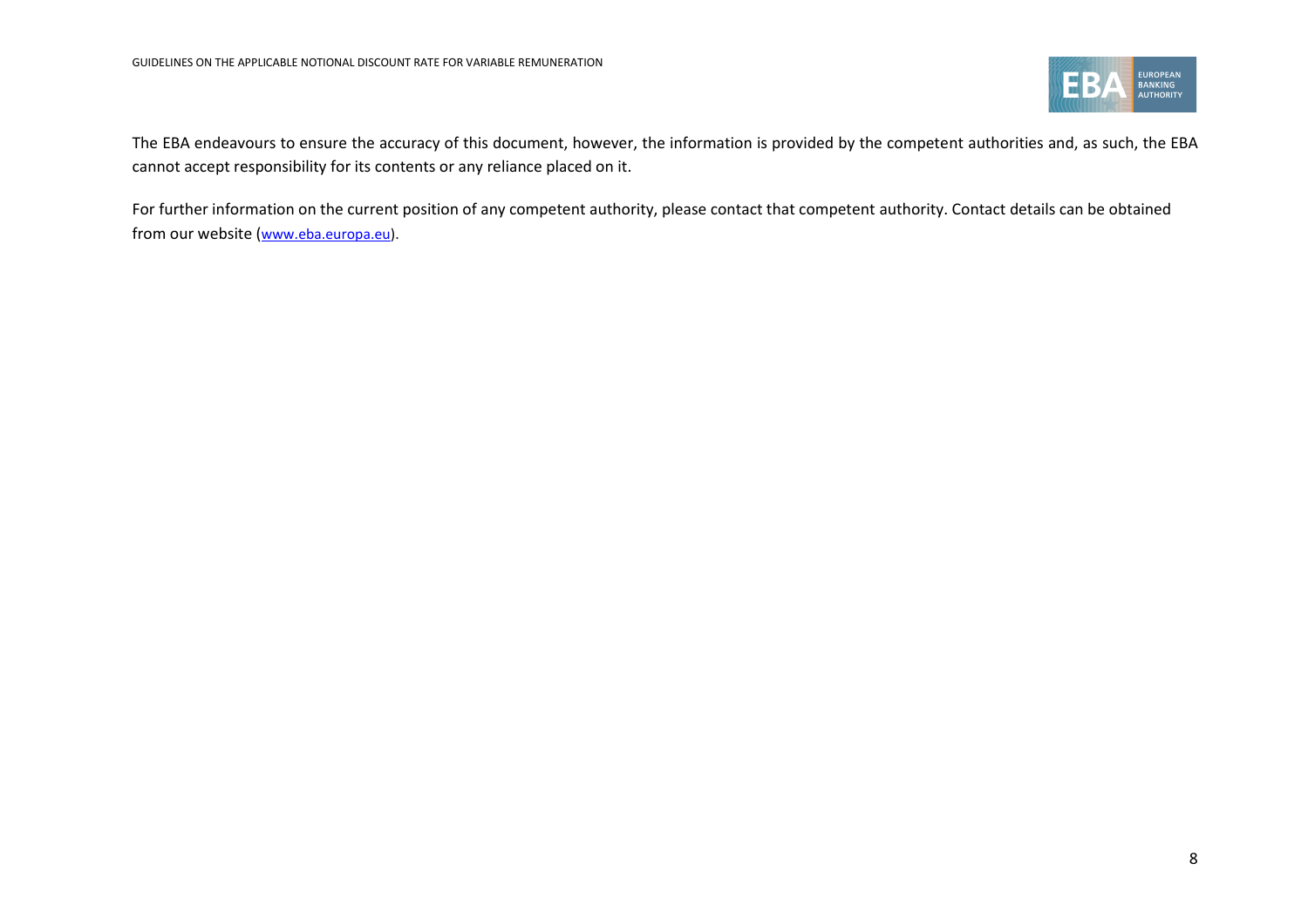The EBA endeavours to ensure the accuracy of this document, however, the information is provided by the competent authorities and, as such, the EBA cannot accept responsibility for its contents or any reliance placed on it.

For further information on the current position of any competent authority, please contact that competent authority. Contact details can be obtained from our website ([www.eba.europa.eu](http://www.eba.europa.eu)).